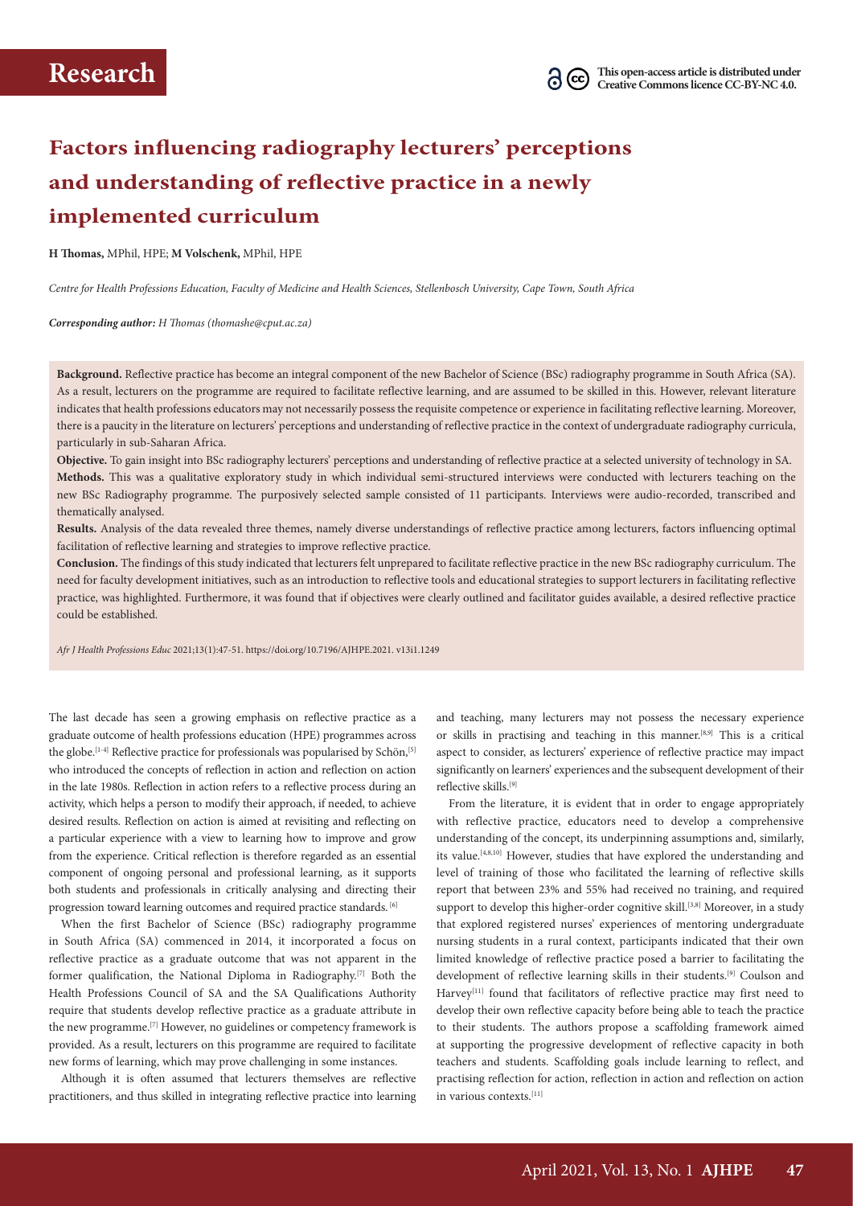**Research**

This open-access article is distributed under Creative Commons licence CC-BY-NC 4.0.

# Factors influencing radiography lecturers' perceptions and understanding of reflective practice in a newly implemented curriculum

**H Thomas,** MPhil, HPE; **M Volschenk,** MPhil, HPE

*Centre for Health Professions Education, Faculty of Medicine and Health Sciences, Stellenbosch University, Cape Town, South Africa*

***Corresponding author:** H Thomas (thomashe@cput.ac.za)*

**Background.** Reflective practice has become an integral component of the new Bachelor of Science (BSc) radiography programme in South Africa (SA). As a result, lecturers on the programme are required to facilitate reflective learning, and are assumed to be skilled in this. However, relevant literature indicates that health professions educators may not necessarily possess the requisite competence or experience in facilitating reflective learning. Moreover, there is a paucity in the literature on lecturers' perceptions and understanding of reflective practice in the context of undergraduate radiography curricula, particularly in sub-Saharan Africa.

**Objective.** To gain insight into BSc radiography lecturers' perceptions and understanding of reflective practice at a selected university of technology in SA.

**Methods.** This was a qualitative exploratory study in which individual semi-structured interviews were conducted with lecturers teaching on the new BSc Radiography programme. The purposively selected sample consisted of 11 participants. Interviews were audio-recorded, transcribed and thematically analysed.

**Results.** Analysis of the data revealed three themes, namely diverse understandings of reflective practice among lecturers, factors influencing optimal facilitation of reflective learning and strategies to improve reflective practice.

**Conclusion.** The findings of this study indicated that lecturers felt unprepared to facilitate reflective practice in the new BSc radiography curriculum. The need for faculty development initiatives, such as an introduction to reflective tools and educational strategies to support lecturers in facilitating reflective practice, was highlighted. Furthermore, it was found that if objectives were clearly outlined and facilitator guides available, a desired reflective practice could be established.

*Afr J Health Professions Educ* 2021;13(1):47-51. https://doi.org/10.7196/AJHPE.2021. v13i1.1249

The last decade has seen a growing emphasis on reflective practice as a graduate outcome of health professions education (HPE) programmes across the globe.[1-4] Reflective practice for professionals was popularised by Schön,[5] who introduced the concepts of reflection in action and reflection on action in the late 1980s. Reflection in action refers to a reflective process during an activity, which helps a person to modify their approach, if needed, to achieve desired results. Reflection on action is aimed at revisiting and reflecting on a particular experience with a view to learning how to improve and grow from the experience. Critical reflection is therefore regarded as an essential component of ongoing personal and professional learning, as it supports both students and professionals in critically analysing and directing their progression toward learning outcomes and required practice standards.[6]

When the first Bachelor of Science (BSc) radiography programme in South Africa (SA) commenced in 2014, it incorporated a focus on reflective practice as a graduate outcome that was not apparent in the former qualification, the National Diploma in Radiography.[7] Both the Health Professions Council of SA and the SA Qualifications Authority require that students develop reflective practice as a graduate attribute in the new programme.[7] However, no guidelines or competency framework is provided. As a result, lecturers on this programme are required to facilitate new forms of learning, which may prove challenging in some instances.

Although it is often assumed that lecturers themselves are reflective practitioners, and thus skilled in integrating reflective practice into learning and teaching, many lecturers may not possess the necessary experience or skills in practising and teaching in this manner.[8,9] This is a critical aspect to consider, as lecturers' experience of reflective practice may impact significantly on learners' experiences and the subsequent development of their reflective skills.[9]

From the literature, it is evident that in order to engage appropriately with reflective practice, educators need to develop a comprehensive understanding of the concept, its underpinning assumptions and, similarly, its value.[4,8,10] However, studies that have explored the understanding and level of training of those who facilitated the learning of reflective skills report that between 23% and 55% had received no training, and required support to develop this higher-order cognitive skill.[3,8] Moreover, in a study that explored registered nurses' experiences of mentoring undergraduate nursing students in a rural context, participants indicated that their own limited knowledge of reflective practice posed a barrier to facilitating the development of reflective learning skills in their students.[9] Coulson and Harvey[11] found that facilitators of reflective practice may first need to develop their own reflective capacity before being able to teach the practice to their students. The authors propose a scaffolding framework aimed at supporting the progressive development of reflective capacity in both teachers and students. Scaffolding goals include learning to reflect, and practising reflection for action, reflection in action and reflection on action in various contexts.[11]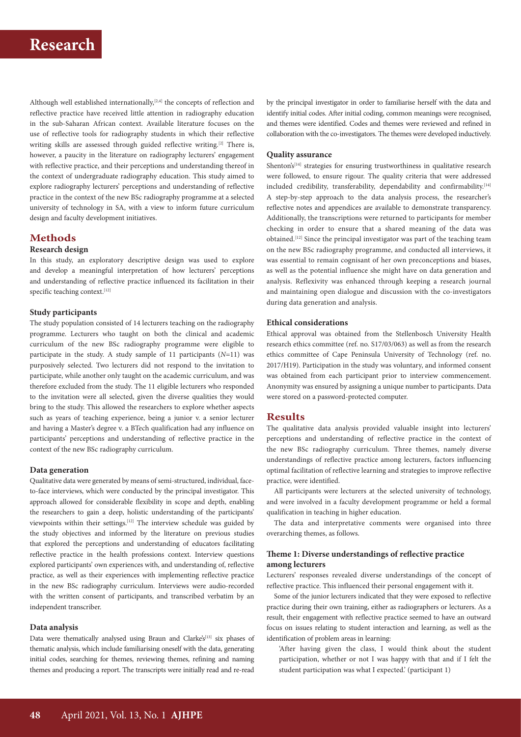Although well established internationally,[2,4] the concepts of reflection and reflective practice have received little attention in radiography education in the sub-Saharan African context. Available literature focuses on the use of reflective tools for radiography students in which their reflective writing skills are assessed through guided reflective writing.[2] There is, however, a paucity in the literature on radiography lecturers' engagement with reflective practice, and their perceptions and understanding thereof in the context of undergraduate radiography education. This study aimed to explore radiography lecturers' perceptions and understanding of reflective practice in the context of the new BSc radiography programme at a selected university of technology in SA, with a view to inform future curriculum design and faculty development initiatives.

## Methods

### Research design

In this study, an exploratory descriptive design was used to explore and develop a meaningful interpretation of how lecturers' perceptions and understanding of reflective practice influenced its facilitation in their specific teaching context.[12]

### Study participants

The study population consisted of 14 lecturers teaching on the radiography programme. Lecturers who taught on both the clinical and academic curriculum of the new BSc radiography programme were eligible to participate in the study. A study sample of 11 participants ($N$=11) was purposively selected. Two lecturers did not respond to the invitation to participate, while another only taught on the academic curriculum, and was therefore excluded from the study. The 11 eligible lecturers who responded to the invitation were all selected, given the diverse qualities they would bring to the study. This allowed the researchers to explore whether aspects such as years of teaching experience, being a junior v. a senior lecturer and having a Master's degree v. a BTech qualification had any influence on participants' perceptions and understanding of reflective practice in the context of the new BSc radiography curriculum.

### Data generation

Qualitative data were generated by means of semi-structured, individual, face-to-face interviews, which were conducted by the principal investigator. This approach allowed for considerable flexibility in scope and depth, enabling the researchers to gain a deep, holistic understanding of the participants' viewpoints within their settings.[12] The interview schedule was guided by the study objectives and informed by the literature on previous studies that explored the perceptions and understanding of educators facilitating reflective practice in the health professions context. Interview questions explored participants' own experiences with, and understanding of, reflective practice, as well as their experiences with implementing reflective practice in the new BSc radiography curriculum. Interviews were audio-recorded with the written consent of participants, and transcribed verbatim by an independent transcriber.

### Data analysis

Data were thematically analysed using Braun and Clarke's[13] six phases of thematic analysis, which include familiarising oneself with the data, generating initial codes, searching for themes, reviewing themes, refining and naming themes and producing a report. The transcripts were initially read and re-read by the principal investigator in order to familiarise herself with the data and identify initial codes. After initial coding, common meanings were recognised, and themes were identified. Codes and themes were reviewed and refined in collaboration with the co-investigators. The themes were developed inductively.

### Quality assurance

Shenton's[14] strategies for ensuring trustworthiness in qualitative research were followed, to ensure rigour. The quality criteria that were addressed included credibility, transferability, dependability and confirmability.[14] A step-by-step approach to the data analysis process, the researcher's reflective notes and appendices are available to demonstrate transparency. Additionally, the transcriptions were returned to participants for member checking in order to ensure that a shared meaning of the data was obtained.[12] Since the principal investigator was part of the teaching team on the new BSc radiography programme, and conducted all interviews, it was essential to remain cognisant of her own preconceptions and biases, as well as the potential influence she might have on data generation and analysis. Reflexivity was enhanced through keeping a research journal and maintaining open dialogue and discussion with the co-investigators during data generation and analysis.

### Ethical considerations

Ethical approval was obtained from the Stellenbosch University Health research ethics committee (ref. no. S17/03/063) as well as from the research ethics committee of Cape Peninsula University of Technology (ref. no. 2017/H19). Participation in the study was voluntary, and informed consent was obtained from each participant prior to interview commencement. Anonymity was ensured by assigning a unique number to participants. Data were stored on a password-protected computer.

## Results

The qualitative data analysis provided valuable insight into lecturers' perceptions and understanding of reflective practice in the context of the new BSc radiography curriculum. Three themes, namely diverse understandings of reflective practice among lecturers, factors influencing optimal facilitation of reflective learning and strategies to improve reflective practice, were identified.

All participants were lecturers at the selected university of technology, and were involved in a faculty development programme or held a formal qualification in teaching in higher education.

The data and interpretative comments were organised into three overarching themes, as follows.

### Theme 1: Diverse understandings of reflective practice among lecturers

Lecturers' responses revealed diverse understandings of the concept of reflective practice. This influenced their personal engagement with it.

Some of the junior lecturers indicated that they were exposed to reflective practice during their own training, either as radiographers or lecturers. As a result, their engagement with reflective practice seemed to have an outward focus on issues relating to student interaction and learning, as well as the identification of problem areas in learning:

> 'After having given the class, I would think about the student participation, whether or not I was happy with that and if I felt the student participation was what I expected.' (participant 1)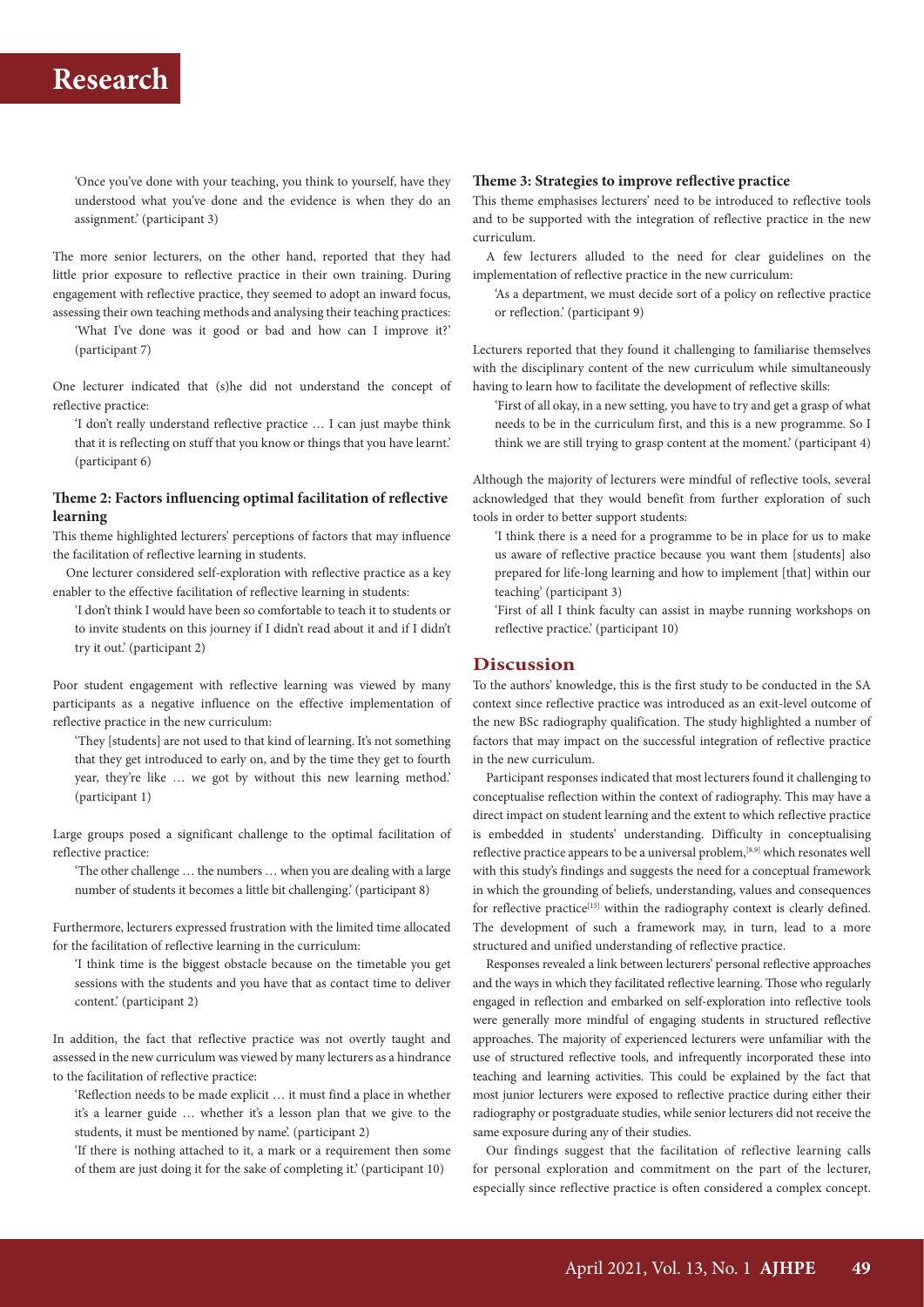'Once you've done with your teaching, you think to yourself, have they understood what you've done and the evidence is when they do an assignment.' (participant 3)

The more senior lecturers, on the other hand, reported that they had little prior exposure to reflective practice in their own training. During engagement with reflective practice, they seemed to adopt an inward focus, assessing their own teaching methods and analysing their teaching practices:

> 'What I've done was it good or bad and how can I improve it?' (participant 7)

One lecturer indicated that (s)he did not understand the concept of reflective practice:

> 'I don't really understand reflective practice … I can just maybe think that it is reflecting on stuff that you know or things that you have learnt.' (participant 6)

### Theme 2: Factors influencing optimal facilitation of reflective learning

This theme highlighted lecturers' perceptions of factors that may influence the facilitation of reflective learning in students.

One lecturer considered self-exploration with reflective practice as a key enabler to the effective facilitation of reflective learning in students:

> 'I don't think I would have been so comfortable to teach it to students or to invite students on this journey if I didn't read about it and if I didn't try it out.' (participant 2)

Poor student engagement with reflective learning was viewed by many participants as a negative influence on the effective implementation of reflective practice in the new curriculum:

> 'They [students] are not used to that kind of learning. It's not something that they get introduced to early on, and by the time they get to fourth year, they're like … we got by without this new learning method.' (participant 1)

Large groups posed a significant challenge to the optimal facilitation of reflective practice:

> 'The other challenge … the numbers … when you are dealing with a large number of students it becomes a little bit challenging.' (participant 8)

Furthermore, lecturers expressed frustration with the limited time allocated for the facilitation of reflective learning in the curriculum:

> 'I think time is the biggest obstacle because on the timetable you get sessions with the students and you have that as contact time to deliver content.' (participant 2)

In addition, the fact that reflective practice was not overtly taught and assessed in the new curriculum was viewed by many lecturers as a hindrance to the facilitation of reflective practice:

> 'Reflection needs to be made explicit … it must find a place in whether it's a learner guide … whether it's a lesson plan that we give to the students, it must be mentioned by name.' (participant 2)
>
> 'If there is nothing attached to it, a mark or a requirement then some of them are just doing it for the sake of completing it.' (participant 10)

### Theme 3: Strategies to improve reflective practice

This theme emphasises lecturers' need to be introduced to reflective tools and to be supported with the integration of reflective practice in the new curriculum.

A few lecturers alluded to the need for clear guidelines on the implementation of reflective practice in the new curriculum:

> 'As a department, we must decide sort of a policy on reflective practice or reflection.' (participant 9)

Lecturers reported that they found it challenging to familiarise themselves with the disciplinary content of the new curriculum while simultaneously having to learn how to facilitate the development of reflective skills:

> 'First of all okay, in a new setting, you have to try and get a grasp of what needs to be in the curriculum first, and this is a new programme. So I think we are still trying to grasp content at the moment.' (participant 4)

Although the majority of lecturers were mindful of reflective tools, several acknowledged that they would benefit from further exploration of such tools in order to better support students:

> 'I think there is a need for a programme to be in place for us to make us aware of reflective practice because you want them [students] also prepared for life-long learning and how to implement [that] within our teaching' (participant 3)
>
> 'First of all I think faculty can assist in maybe running workshops on reflective practice.' (participant 10)

## Discussion

To the authors' knowledge, this is the first study to be conducted in the SA context since reflective practice was introduced as an exit-level outcome of the new BSc radiography qualification. The study highlighted a number of factors that may impact on the successful integration of reflective practice in the new curriculum.

Participant responses indicated that most lecturers found it challenging to conceptualise reflection within the context of radiography. This may have a direct impact on student learning and the extent to which reflective practice is embedded in students' understanding. Difficulty in conceptualising reflective practice appears to be a universal problem,[8,9] which resonates well with this study's findings and suggests the need for a conceptual framework in which the grounding of beliefs, understanding, values and consequences for reflective practice[15] within the radiography context is clearly defined. The development of such a framework may, in turn, lead to a more structured and unified understanding of reflective practice.

Responses revealed a link between lecturers' personal reflective approaches and the ways in which they facilitated reflective learning. Those who regularly engaged in reflection and embarked on self-exploration into reflective tools were generally more mindful of engaging students in structured reflective approaches. The majority of experienced lecturers were unfamiliar with the use of structured reflective tools, and infrequently incorporated these into teaching and learning activities. This could be explained by the fact that most junior lecturers were exposed to reflective practice during either their radiography or postgraduate studies, while senior lecturers did not receive the same exposure during any of their studies.

Our findings suggest that the facilitation of reflective learning calls for personal exploration and commitment on the part of the lecturer, especially since reflective practice is often considered a complex concept.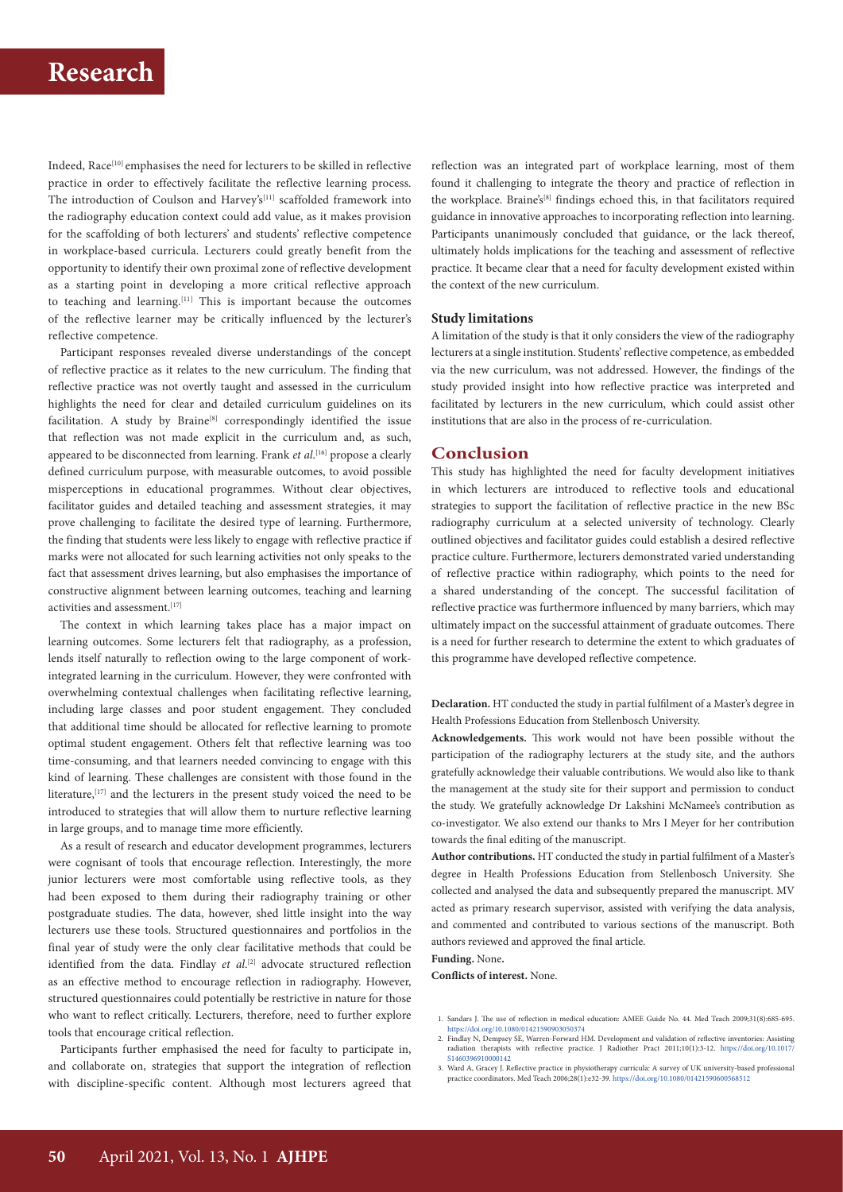Indeed, Race[10] emphasises the need for lecturers to be skilled in reflective practice in order to effectively facilitate the reflective learning process. The introduction of Coulson and Harvey's[11] scaffolded framework into the radiography education context could add value, as it makes provision for the scaffolding of both lecturers' and students' reflective competence in workplace-based curricula. Lecturers could greatly benefit from the opportunity to identify their own proximal zone of reflective development as a starting point in developing a more critical reflective approach to teaching and learning.[11] This is important because the outcomes of the reflective learner may be critically influenced by the lecturer's reflective competence.

Participant responses revealed diverse understandings of the concept of reflective practice as it relates to the new curriculum. The finding that reflective practice was not overtly taught and assessed in the curriculum highlights the need for clear and detailed curriculum guidelines on its facilitation. A study by Braine[8] correspondingly identified the issue that reflection was not made explicit in the curriculum and, as such, appeared to be disconnected from learning. Frank *et al.*[16] propose a clearly defined curriculum purpose, with measurable outcomes, to avoid possible misperceptions in educational programmes. Without clear objectives, facilitator guides and detailed teaching and assessment strategies, it may prove challenging to facilitate the desired type of learning. Furthermore, the finding that students were less likely to engage with reflective practice if marks were not allocated for such learning activities not only speaks to the fact that assessment drives learning, but also emphasises the importance of constructive alignment between learning outcomes, teaching and learning activities and assessment.[17]

The context in which learning takes place has a major impact on learning outcomes. Some lecturers felt that radiography, as a profession, lends itself naturally to reflection owing to the large component of work-integrated learning in the curriculum. However, they were confronted with overwhelming contextual challenges when facilitating reflective learning, including large classes and poor student engagement. They concluded that additional time should be allocated for reflective learning to promote optimal student engagement. Others felt that reflective learning was too time-consuming, and that learners needed convincing to engage with this kind of learning. These challenges are consistent with those found in the literature,[17] and the lecturers in the present study voiced the need to be introduced to strategies that will allow them to nurture reflective learning in large groups, and to manage time more efficiently.

As a result of research and educator development programmes, lecturers were cognisant of tools that encourage reflection. Interestingly, the more junior lecturers were most comfortable using reflective tools, as they had been exposed to them during their radiography training or other postgraduate studies. The data, however, shed little insight into the way lecturers use these tools. Structured questionnaires and portfolios in the final year of study were the only clear facilitative methods that could be identified from the data. Findlay *et al.*[2] advocate structured reflection as an effective method to encourage reflection in radiography. However, structured questionnaires could potentially be restrictive in nature for those who want to reflect critically. Lecturers, therefore, need to further explore tools that encourage critical reflection.

Participants further emphasised the need for faculty to participate in, and collaborate on, strategies that support the integration of reflection with discipline-specific content. Although most lecturers agreed that reflection was an integrated part of workplace learning, most of them found it challenging to integrate the theory and practice of reflection in the workplace. Braine's[8] findings echoed this, in that facilitators required guidance in innovative approaches to incorporating reflection into learning. Participants unanimously concluded that guidance, or the lack thereof, ultimately holds implications for the teaching and assessment of reflective practice. It became clear that a need for faculty development existed within the context of the new curriculum.

### Study limitations

A limitation of the study is that it only considers the view of the radiography lecturers at a single institution. Students' reflective competence, as embedded via the new curriculum, was not addressed. However, the findings of the study provided insight into how reflective practice was interpreted and facilitated by lecturers in the new curriculum, which could assist other institutions that are also in the process of re-curriculation.

## Conclusion

This study has highlighted the need for faculty development initiatives in which lecturers are introduced to reflective tools and educational strategies to support the facilitation of reflective practice in the new BSc radiography curriculum at a selected university of technology. Clearly outlined objectives and facilitator guides could establish a desired reflective practice culture. Furthermore, lecturers demonstrated varied understanding of reflective practice within radiography, which points to the need for a shared understanding of the concept. The successful facilitation of reflective practice was furthermore influenced by many barriers, which may ultimately impact on the successful attainment of graduate outcomes. There is a need for further research to determine the extent to which graduates of this programme have developed reflective competence.

**Declaration.** HT conducted the study in partial fulfilment of a Master's degree in Health Professions Education from Stellenbosch University.

**Acknowledgements.** This work would not have been possible without the participation of the radiography lecturers at the study site, and the authors gratefully acknowledge their valuable contributions. We would also like to thank the management at the study site for their support and permission to conduct the study. We gratefully acknowledge Dr Lakshini McNamee's contribution as co-investigator. We also extend our thanks to Mrs I Meyer for her contribution towards the final editing of the manuscript.

**Author contributions.** HT conducted the study in partial fulfilment of a Master's degree in Health Professions Education from Stellenbosch University. She collected and analysed the data and subsequently prepared the manuscript. MV acted as primary research supervisor, assisted with verifying the data analysis, and commented and contributed to various sections of the manuscript. Both authors reviewed and approved the final article.

**Funding.** None**.**

**Conflicts of interest.** None.

1. Sandars J. The use of reflection in medical education: AMEE Guide No. 44. Med Teach 2009;31(8):685-695. https://doi.org/10.1080/01421590903050374
2. Findlay N, Dempsey SE, Warren-Forward HM. Development and validation of reflective inventories: Assisting radiation therapists with reflective practice. J Radiother Pract 2011;10(1):3-12. https://doi.org/10.1017/S1460396910000142
3. Ward A, Gracey J. Reflective practice in physiotherapy curricula: A survey of UK university-based professional practice coordinators. Med Teach 2006;28(1):e32-39. https://doi.org/10.1080/01421590600568512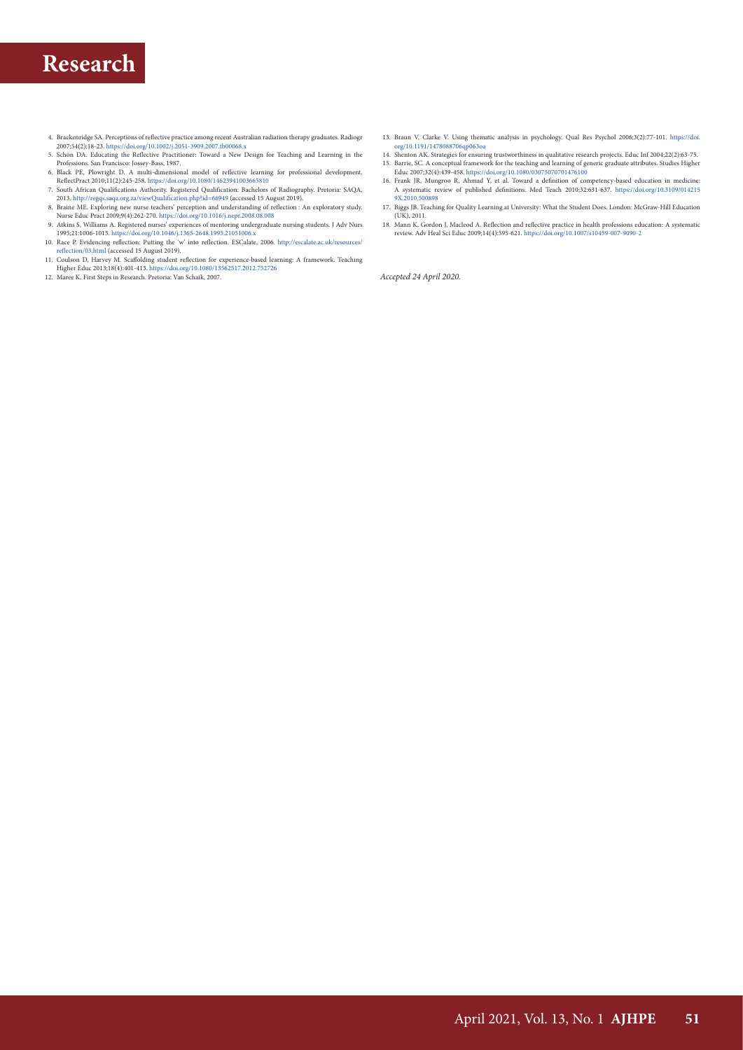4. Brackenridge SA. Perceptions of reflective practice among recent Australian radiation therapy graduates. Radiogr 2007;54(2):18-23. https://doi.org/10.1002/j.2051-3909.2007.tb00068.x
5. Schön DA. Educating the Reflective Practitioner: Toward a New Design for Teaching and Learning in the Professions. San Francisco: Jossey-Bass, 1987.
6. Black PE, Plowright D. A multi-dimensional model of reflective learning for professional development. ReflectPract 2010;11(2):245-258. https://doi.org/10.1080/14623941003665810
7. South African Qualifications Authority. Registered Qualification: Bachelors of Radiography. Pretoria: SAQA, 2013. http://regqs.saqa.org.za/viewQualification.php?id=66949 (accessed 15 August 2019).
8. Braine ME. Exploring new nurse teachers' perception and understanding of reflection : An exploratory study. Nurse Educ Pract 2009;9(4):262-270. https://doi.org/10.1016/j.nepr.2008.08.008
9. Atkins S, Williams A. Registered nurses' experiences of mentoring undergraduate nursing students. J Adv Nurs 1995;21:1006-1015. https://doi.org/10.1046/j.1365-2648.1995.21051006.x
10. Race P. Evidencing reflection: Putting the 'w' into reflection. ESCalate, 2006. http://escalate.ac.uk/resources/reflection/03.html (accessed 15 August 2019).
11. Coulson D, Harvey M. Scaffolding student reflection for experience-based learning: A framework. Teaching Higher Educ 2013;18(4):401-413. https://doi.org/10.1080/13562517.2012.752726
12. Maree K. First Steps in Research. Pretoria: Van Schaik, 2007.
13. Braun V, Clarke V. Using thematic analysis in psychology. Qual Res Psychol 2006;3(2):77-101. https://doi.org/10.1191/1478088706qp063oa
14. Shenton AK. Strategies for ensuring trustworthiness in qualitative research projects. Educ Inf 2004;22(2):63-75.
15. Barrie, SC. A conceptual framework for the teaching and learning of generic graduate attributes. Studies Higher Educ 2007;32(4):439-458. https://doi.org/10.1080/03075070701476100
16. Frank JR, Mungroo R, Ahmad Y, et al. Toward a definition of competency-based education in medicine: A systematic review of published definitions. Med Teach 2010;32:631-637. https://doi.org/10.3109/0142159X.2010.500898
17. Biggs JB. Teaching for Quality Learning at University: What the Student Does. London: McGraw-Hill Education (UK), 2011.
18. Mann K, Gordon J, Macleod A. Reflection and reflective practice in health professions education: A systematic review. Adv Heal Sci Educ 2009;14(4):595-621. https://doi.org/10.1007/s10459-007-9090-2

*Accepted 24 April 2020.*